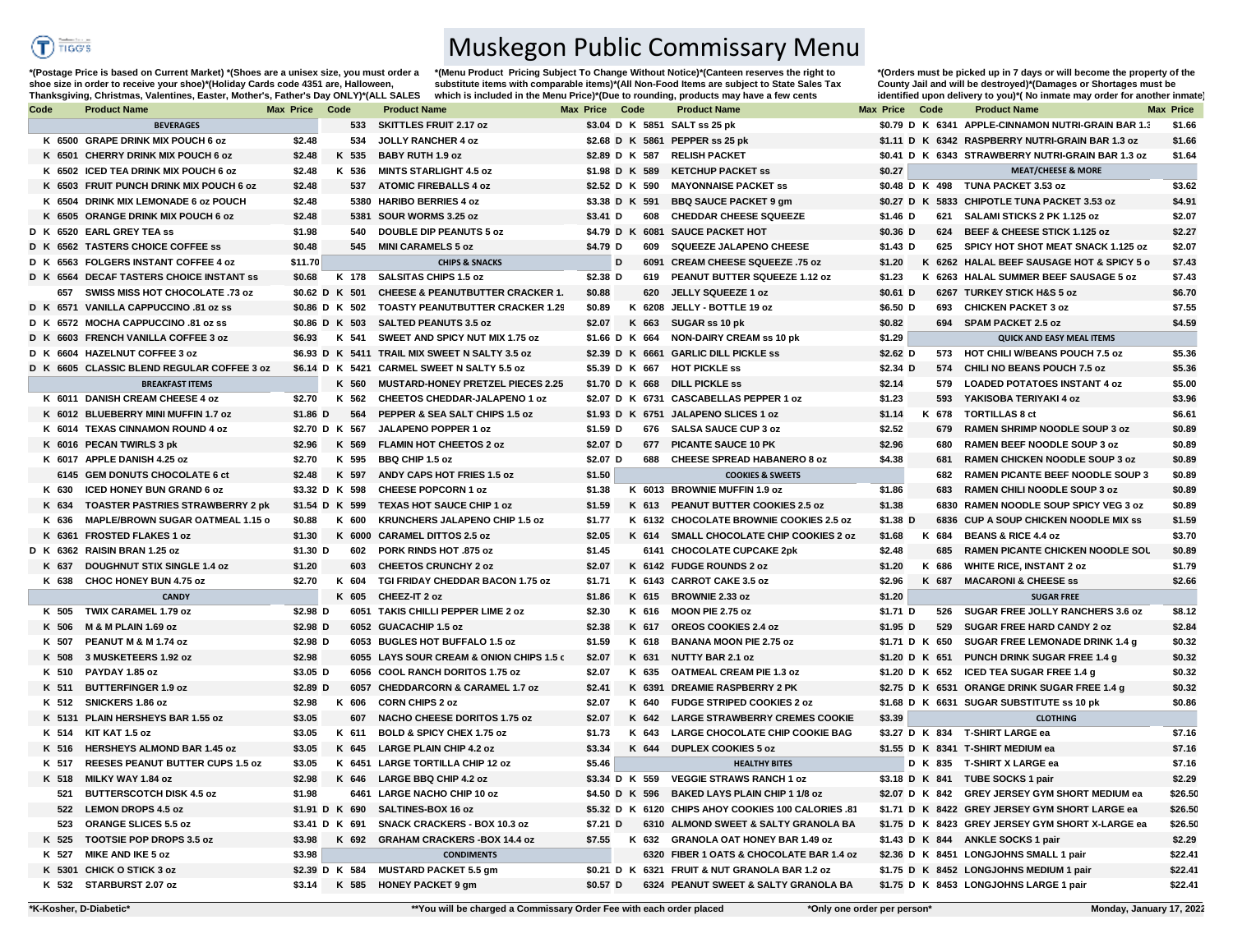# Muskegon Public Commissary Menu

*(Postage Price is based on Current Market) *(Shoes are a unisex size, you must order a shoe size in order to receive your shoe)*(Holiday Cards code 4351 are, Halloween, Thanksgiving, Christmas, Valentines, Easter, Mother's, Father's Day ONLY)*(ALL SALES

*(Menu Product Pricing Subject To Change Without Notice)*(Canteen reserves the right to substitute items with comparable items)*(All Non-Food Items are subject to State Sales Tax which is included in the Menu Price)*(Due to rounding, products may have a few cents

*(Orders must be picked up in 7 days or will become the property of the County Jail and will be destroyed)*(Damages or Shortages must be identified upon delivery to you)*( No inmate may order for another inmate)

| Code | Product Name | Max Price |
|---|---|---|
| | **BEVERAGES** | |
| K 6500 | GRAPE DRINK MIX POUCH 6 oz | $2.48 |
| K 6501 | CHERRY DRINK MIX POUCH 6 oz | $2.48 |
| K 6502 | ICED TEA DRINK MIX POUCH 6 oz | $2.48 |
| K 6503 | FRUIT PUNCH DRINK MIX POUCH 6 oz | $2.48 |
| K 6504 | DRINK MIX LEMONADE 6 oz POUCH | $2.48 |
| K 6505 | ORANGE DRINK MIX POUCH 6 oz | $2.48 |
| D K 6520 | EARL GREY TEA ss | $1.98 |
| D K 6562 | TASTERS CHOICE COFFEE ss | $0.48 |
| D K 6563 | FOLGERS INSTANT COFFEE 4 oz | $11.70 |
| D K 6564 | DECAF TASTERS CHOICE INSTANT ss | $0.68 |
| 657 | SWISS MISS HOT CHOCOLATE .73 oz | $0.62 |
| D K 6571 | VANILLA CAPPUCCINO .81 oz ss | $0.86 |
| D K 6572 | MOCHA CAPPUCCINO .81 oz ss | $0.86 |
| D K 6603 | FRENCH VANILLA COFFEE 3 oz | $6.93 |
| D K 6604 | HAZELNUT COFFEE 3 oz | $6.93 |
| D K 6605 | CLASSIC BLEND REGULAR COFFEE 3 oz | $6.14 |
| | **BREAKFAST ITEMS** | |
| K 6011 | DANISH CREAM CHEESE 4 oz | $2.70 |
| K 6012 | BLUEBERRY MINI MUFFIN 1.7 oz | $1.86 |
| K 6014 | TEXAS CINNAMON ROUND 4 oz | $2.70 |
| K 6016 | PECAN TWIRLS 3 pk | $2.96 |
| K 6017 | APPLE DANISH 4.25 oz | $2.70 |
| 6145 | GEM DONUTS CHOCOLATE 6 ct | $2.48 |
| K 630 | ICED HONEY BUN GRAND 6 oz | $3.32 |
| K 634 | TOASTER PASTRIES STRAWBERRY 2 pk | $1.54 |
| K 636 | MAPLE/BROWN SUGAR OATMEAL 1.15 o | $0.88 |
| K 6361 | FROSTED FLAKES 1 oz | $1.30 |
| D K 6362 | RAISIN BRAN 1.25 oz | $1.30 |
| K 637 | DOUGHNUT STIX SINGLE 1.4 oz | $1.20 |
| K 638 | CHOC HONEY BUN 4.75 oz | $2.70 |
| | **CANDY** | |
| K 505 | TWIX CARAMEL 1.79 oz | $2.98 |
| K 506 | M & M PLAIN 1.69 oz | $2.98 |
| K 507 | PEANUT M & M 1.74 oz | $2.98 |
| K 508 | 3 MUSKETEERS 1.92 oz | $2.98 |
| K 510 | PAYDAY 1.85 oz | $3.05 |
| K 511 | BUTTERFINGER 1.9 oz | $2.89 |
| K 512 | SNICKERS 1.86 oz | $2.98 |
| K 5131 | PLAIN HERSHEYS BAR 1.55 oz | $3.05 |
| K 514 | KIT KAT 1.5 oz | $3.05 |
| K 516 | HERSHEYS ALMOND BAR 1.45 oz | $3.05 |
| K 517 | REESES PEANUT BUTTER CUPS 1.5 oz | $3.05 |
| K 518 | MILKY WAY 1.84 oz | $2.98 |
| 521 | BUTTERSCOTCH DISK 4.5 oz | $1.98 |
| 522 | LEMON DROPS 4.5 oz | $1.91 |
| 523 | ORANGE SLICES 5.5 oz | $3.41 |
| K 525 | TOOTSIE POP DROPS 3.5 oz | $3.98 |
| K 527 | MIKE AND IKE 5 oz | $3.98 |
| K 5301 | CHICK O STICK 3 oz | $2.39 |
| K 532 | STARBURST 2.07 oz | $3.14 |
| D 533 | SKITTLES FRUIT 2.17 oz | $3.04 |
| D 534 | JOLLY RANCHER 4 oz | $2.68 |
| D K 535 | BABY RUTH 1.9 oz | $2.89 |
| D K 536 | MINTS STARLIGHT 4.5 oz | $1.98 |
| D 537 | ATOMIC FIREBALLS 4 oz | $2.52 |
| D 5380 | HARIBO BERRIES 4 oz | $3.38 |
| D 5381 | SOUR WORMS 3.25 oz | $3.41 |
| 540 | DOUBLE DIP PEANUTS 5 oz | $4.79 |
| D 545 | MINI CARAMELS 5 oz | $4.79 |
| | **CHIPS & SNACKS** | |
| D K 178 | SALSITAS CHIPS 1.5 oz | $2.38 |
| D K 501 | CHEESE & PEANUTBUTTER CRACKER 1. | $0.88 |
| D K 502 | TOASTY PEANUTBUTTER CRACKER 1.29 | $0.89 |
| D K 503 | SALTED PEANUTS 3.5 oz | $2.07 |
| K 541 | SWEET AND SPICY NUT MIX 1.75 oz | $1.66 |
| D K 5411 | TRAIL MIX SWEET N SALTY 3.5 oz | $2.39 |
| D K 5421 | CARMEL SWEET N SALTY 5.5 oz | $5.39 |
| D K 560 | MUSTARD-HONEY PRETZEL PIECES 2.25 | $1.70 |
| D K 562 | CHEETOS CHEDDAR-JALAPENO 1 oz | $2.07 |
| D 564 | PEPPER & SEA SALT CHIPS 1.5 oz | $1.93 |
| D K 567 | JALAPENO POPPER 1 oz | $1.59 |
| K 569 | FLAMIN HOT CHEETOS 2 oz | $2.07 |
| K 595 | BBQ CHIP 1.5 oz | $2.07 |
| K 597 | ANDY CAPS HOT FRIES 1.5 oz | $1.50 |
| D K 598 | CHEESE POPCORN 1 oz | $1.38 |
| D K 599 | TEXAS HOT SAUCE CHIP 1 oz | $1.59 |
| D K 600 | KRUNCHERS JALAPENO CHIP 1.5 oz | $1.77 |
| K 6000 | CARAMEL DITTOS 2.5 oz | $2.05 |
| 602 | PORK RINDS HOT .875 oz | $1.45 |
| 603 | CHEETOS CRUNCHY 2 oz | $2.07 |
| K 604 | TGI FRIDAY CHEDDAR BACON 1.75 oz | $1.71 |
| K 605 | CHEEZ-IT 2 oz | $1.86 |
| D 6051 | TAKIS CHILLI PEPPER LIME 2 oz | $2.30 |
| 6052 | GUACACHIP 1.5 oz | $2.38 |
| 6053 | BUGLES HOT BUFFALO 1.5 oz | $1.59 |
| 6055 | LAYS SOUR CREAM & ONION CHIPS 1.5 c | $2.07 |
| 6056 | COOL RANCH DORITOS 1.75 oz | $2.07 |
| 6057 | CHEDDARCORN & CARAMEL 1.7 oz | $2.41 |
| K 606 | CORN CHIPS 2 oz | $2.07 |
| 607 | NACHO CHEESE DORITOS 1.75 oz | $2.07 |
| K 611 | BOLD & SPICY CHEX 1.75 oz | $1.73 |
| K 645 | LARGE PLAIN CHIP 4.2 oz | $3.34 |
| K 6451 | LARGE TORTILLA CHIP 12 oz | $5.46 |
| K 646 | LARGE BBQ CHIP 4.2 oz | $3.34 |
| 6461 | LARGE NACHO CHIP 10 oz | $4.50 |
| D K 690 | SALTINES-BOX 16 oz | $5.32 |
| D K 691 | SNACK CRACKERS - BOX 10.3 oz | $7.21 |
| D K 692 | GRAHAM CRACKERS -BOX 14.4 oz | $7.55 |
| | **CONDIMENTS** | |
| D K 584 | MUSTARD PACKET 5.5 gm | $0.21 |
| K 585 | HONEY PACKET 9 gm | $0.57 |
| D K 5851 | SALT ss 25 pk | $0.79 |
| D K 5861 | PEPPER ss 25 pk | $1.11 |
| D K 587 | RELISH PACKET | $0.41 |
| D K 589 | KETCHUP PACKET ss | $0.27 |
| D K 590 | MAYONNAISE PACKET ss | $0.48 |
| D K 591 | BBQ SAUCE PACKET 9 gm | $0.27 |
| D 608 | CHEDDAR CHEESE SQUEEZE | $1.46 |
| D K 6081 | SAUCE PACKET HOT | $0.36 |
| D 609 | SQUEEZE JALAPENO CHEESE | $1.43 |
| D 6091 | CREAM CHEESE SQUEEZE .75 oz | $1.20 |
| D 619 | PEANUT BUTTER SQUEEZE 1.12 oz | $1.23 |
| 620 | JELLY SQUEEZE 1 oz | $0.61 |
| D K 6208 | JELLY - BOTTLE 19 oz | $6.50 |
| D K 663 | SUGAR ss 10 pk | $0.82 |
| D K 664 | NON-DAIRY CREAM ss 10 pk | $1.29 |
| D K 6661 | GARLIC DILL PICKLE ss | $2.62 |
| D K 667 | HOT PICKLE ss | $2.34 |
| D K 668 | DILL PICKLE ss | $2.14 |
| D K 6731 | CASCABELLAS PEPPER 1 oz | $1.23 |
| D K 6751 | JALAPENO SLICES 1 oz | $1.14 |
| D 676 | SALSA SAUCE CUP 3 oz | $2.52 |
| D 677 | PICANTE SAUCE 10 PK | $2.96 |
| D 688 | CHEESE SPREAD HABANERO 8 oz | $4.38 |
| | **COOKIES & SWEETS** | |
| K 6013 | BROWNIE MUFFIN 1.9 oz | $1.86 |
| K 613 | PEANUT BUTTER COOKIES 2.5 oz | $1.38 |
| K 6132 | CHOCOLATE BROWNIE COOKIES 2.5 oz | $1.38 |
| D K 614 | SMALL CHOCOLATE CHIP COOKIES 2 oz | $1.68 |
| 6141 | CHOCOLATE CUPCAKE 2pk | $2.48 |
| K 6142 | FUDGE ROUNDS 2 oz | $1.20 |
| K 6143 | CARROT CAKE 3.5 oz | $2.96 |
| K 615 | BROWNIE 2.33 oz | $1.20 |
| K 616 | MOON PIE 2.75 oz | $1.71 |
| D K 617 | OREOS COOKIES 2.4 oz | $1.95 |
| D K 618 | BANANA MOON PIE 2.75 oz | $1.71 |
| D K 631 | NUTTY BAR 2.1 oz | $1.20 |
| D K 635 | OATMEAL CREAM PIE 1.3 oz | $1.20 |
| D K 6391 | DREAMIE RASPBERRY 2 PK | $2.75 |
| D K 640 | FUDGE STRIPED COOKIES 2 oz | $1.68 |
| D K 642 | LARGE STRAWBERRY CREMES COOKIE | $3.39 |
| K 643 | LARGE CHOCOLATE CHIP COOKIE BAG | $3.27 |
| D K 644 | DUPLEX COOKIES 5 oz | $1.55 |
| | **HEALTHY BITES** | |
| D K 559 | VEGGIE STRAWS RANCH 1 oz | $3.18 |
| D K 596 | BAKED LAYS PLAIN CHIP 1 1/8 oz | $2.07 |
| D K 6120 | CHIPS AHOY COOKIES 100 CALORIES .81 | $1.71 |
| D 6310 | ALMOND SWEET & SALTY GRANOLA BA | $1.75 |
| D K 632 | GRANOLA OAT HONEY BAR 1.49 oz | $1.43 |
| D 6320 | FIBER 1 OATS & CHOCOLATE BAR 1.4 oz | $2.36 |
| D K 6321 | FRUIT & NUT GRANOLA BAR 1.2 oz | $1.75 |
| D 6324 | PEANUT SWEET & SALTY GRANOLA BA | $1.75 |
| D K 6341 | APPLE-CINNAMON NUTRI-GRAIN BAR 1.3 | $1.66 |
| D K 6342 | RASPBERRY NUTRI-GRAIN BAR 1.3 oz | $1.66 |
| D K 6343 | STRAWBERRY NUTRI-GRAIN BAR 1.3 oz | $1.64 |
| | **MEAT/CHEESE & MORE** | |
| D K 498 | TUNA PACKET 3.53 oz | $3.62 |
| D K 5833 | CHIPOTLE TUNA PACKET 3.53 oz | $4.91 |
| 621 | SALAMI STICKS 2 PK 1.125 oz | $2.07 |
| 624 | BEEF & CHEESE STICK 1.125 oz | $2.27 |
| 625 | SPICY HOT SHOT MEAT SNACK 1.125 oz | $2.07 |
| K 6262 | HALAL BEEF SAUSAGE HOT & SPICY 5 o | $7.43 |
| K 6263 | HALAL SUMMER BEEF SAUSAGE 5 oz | $7.43 |
| 6267 | TURKEY STICK H&S 5 oz | $6.70 |
| 693 | CHICKEN PACKET 3 oz | $7.55 |
| 694 | SPAM PACKET 2.5 oz | $4.59 |
| | **QUICK AND EASY MEAL ITEMS** | |
| 573 | HOT CHILI W/BEANS POUCH 7.5 oz | $5.36 |
| 574 | CHILI NO BEANS POUCH 7.5 oz | $5.36 |
| 579 | LOADED POTATOES INSTANT 4 oz | $5.00 |
| 593 | YAKISOBA TERIYAKI 4 oz | $3.96 |
| K 678 | TORTILLAS 8 ct | $6.61 |
| 679 | RAMEN SHRIMP NOODLE SOUP 3 oz | $0.89 |
| 680 | RAMEN BEEF NOODLE SOUP 3 oz | $0.89 |
| 681 | RAMEN CHICKEN NOODLE SOUP 3 oz | $0.89 |
| 682 | RAMEN PICANTE BEEF NOODLE SOUP 3 | $0.89 |
| 683 | RAMEN CHILI NOODLE SOUP 3 oz | $0.89 |
| 6830 | RAMEN NOODLE SOUP SPICY VEG 3 oz | $0.89 |
| 6836 | CUP A SOUP CHICKEN NOODLE MIX ss | $1.59 |
| K 684 | BEANS & RICE 4.4 oz | $3.70 |
| 685 | RAMEN PICANTE CHICKEN NOODLE SOU | $0.89 |
| K 686 | WHITE RICE, INSTANT 2 oz | $1.79 |
| K 687 | MACARONI & CHEESE ss | $2.66 |
| | **SUGAR FREE** | |
| 526 | SUGAR FREE JOLLY RANCHERS 3.6 oz | $8.12 |
| 529 | SUGAR FREE HARD CANDY 2 oz | $2.84 |
| D K 650 | SUGAR FREE LEMONADE DRINK 1.4 g | $0.32 |
| D K 651 | PUNCH DRINK SUGAR FREE 1.4 g | $0.32 |
| D K 652 | ICED TEA SUGAR FREE 1.4 g | $0.32 |
| D K 6531 | ORANGE DRINK SUGAR FREE 1.4 g | $0.32 |
| D K 6631 | SUGAR SUBSTITUTE ss 10 pk | $0.86 |
| | **CLOTHING** | |
| D K 834 | T-SHIRT LARGE ea | $7.16 |
| D K 8341 | T-SHIRT MEDIUM ea | $7.16 |
| D K 835 | T-SHIRT X LARGE ea | $7.16 |
| D K 841 | TUBE SOCKS 1 pair | $2.29 |
| D K 842 | GREY JERSEY GYM SHORT MEDIUM ea | $26.50 |
| D K 8422 | GREY JERSEY GYM SHORT LARGE ea | $26.50 |
| D K 8423 | GREY JERSEY GYM SHORT X-LARGE ea | $26.50 |
| D K 844 | ANKLE SOCKS 1 pair | $2.29 |
| D K 8451 | LONGJOHNS SMALL 1 pair | $22.41 |
| D K 8452 | LONGJOHNS MEDIUM 1 pair | $22.41 |
| D K 8453 | LONGJOHNS LARGE 1 pair | $22.41 |

*K-Kosher, D-Diabetic* | **You will be charged a Commissary Order Fee with each order placed | *Only one order per person* | Monday, January 17, 2022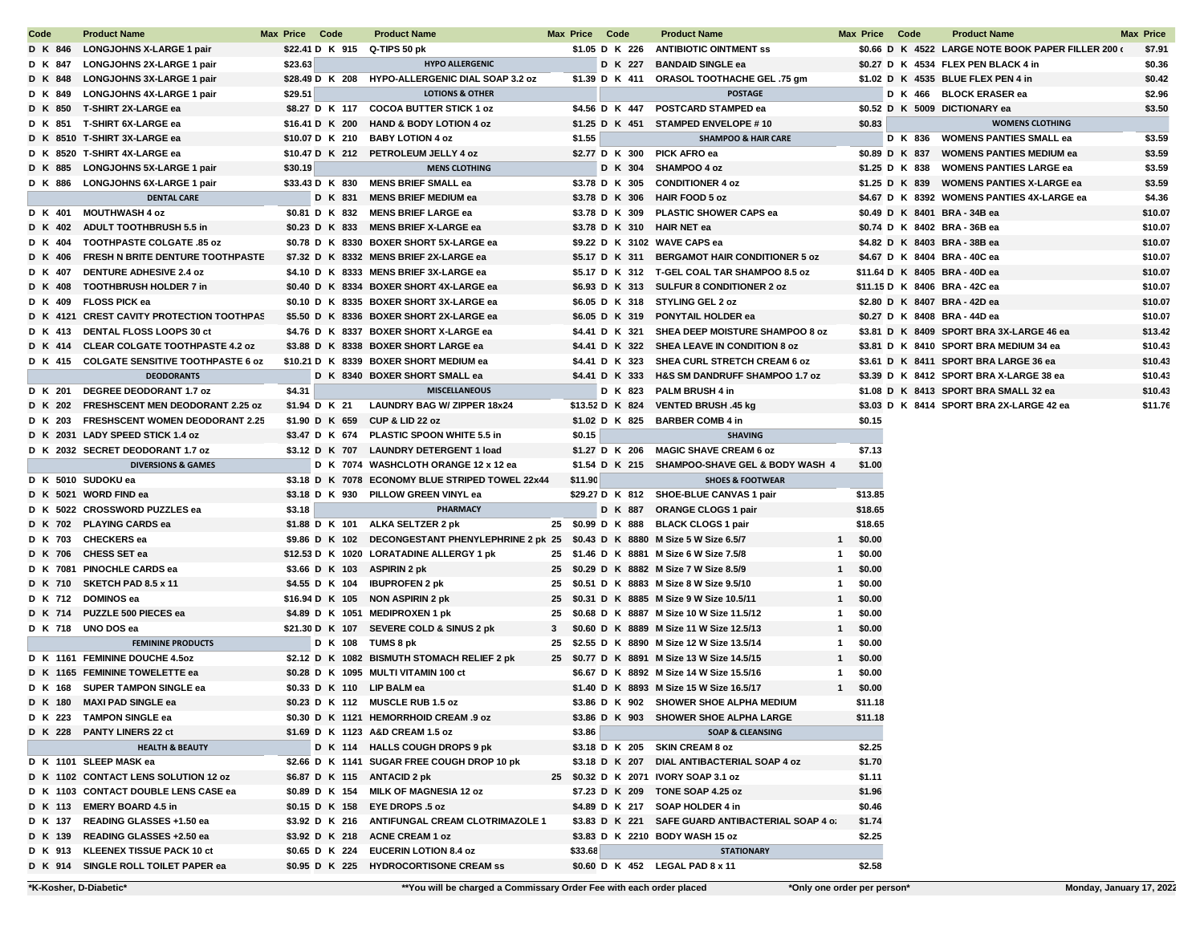| Code | Product Name | Max Price |
|---|---|---|
| D K 846 | LONGJOHNS X-LARGE 1 pair | $22.41 |
| D K 847 | LONGJOHNS 2X-LARGE 1 pair | $23.63 |
| D K 848 | LONGJOHNS 3X-LARGE 1 pair | $28.49 |
| D K 849 | LONGJOHNS 4X-LARGE 1 pair | $29.51 |
| D K 850 | T-SHIRT 2X-LARGE ea | $8.27 |
| D K 851 | T-SHIRT 6X-LARGE ea | $16.41 |
| D K 8510 | T-SHIRT 3X-LARGE ea | $10.07 |
| D K 8520 | T-SHIRT 4X-LARGE ea | $10.47 |
| D K 885 | LONGJOHNS 5X-LARGE 1 pair | $30.19 |
| D K 886 | LONGJOHNS 6X-LARGE 1 pair | $33.43 |
| | **DENTAL CARE** | |
| D K 401 | MOUTHWASH 4 oz | $0.81 |
| D K 402 | ADULT TOOTHBRUSH 5.5 in | $0.23 |
| D K 404 | TOOTHPASTE COLGATE .85 oz | $0.78 |
| D K 406 | FRESH N BRITE DENTURE TOOTHPASTE | $7.32 |
| D K 407 | DENTURE ADHESIVE 2.4 oz | $4.10 |
| D K 408 | TOOTHBRUSH HOLDER 7 in | $0.40 |
| D K 409 | FLOSS PICK ea | $0.10 |
| D K 4121 | CREST CAVITY PROTECTION TOOTHPAS | $5.50 |
| D K 413 | DENTAL FLOSS LOOPS 30 ct | $4.76 |
| D K 414 | CLEAR COLGATE TOOTHPASTE 4.2 oz | $3.88 |
| D K 415 | COLGATE SENSITIVE TOOTHPASTE 6 oz | $10.21 |
| | **DEODORANTS** | |
| D K 201 | DEGREE DEODORANT 1.7 oz | $4.31 |
| D K 202 | FRESHSCENT MEN DEODORANT 2.25 oz | $1.94 |
| D K 203 | FRESHSCENT WOMEN DEODORANT 2.25 | $1.90 |
| D K 2031 | LADY SPEED STICK 1.4 oz | $3.47 |
| D K 2032 | SECRET DEODORANT 1.7 oz | $3.12 |
| | **DIVERSIONS & GAMES** | |
| D K 5010 | SUDOKU ea | $3.18 |
| D K 5021 | WORD FIND ea | $3.18 |
| D K 5022 | CROSSWORD PUZZLES ea | $3.18 |
| D K 702 | PLAYING CARDS ea | $1.88 |
| D K 703 | CHECKERS ea | $9.86 |
| D K 706 | CHESS SET ea | $12.53 |
| D K 7081 | PINOCHLE CARDS ea | $3.66 |
| D K 710 | SKETCH PAD 8.5 x 11 | $4.55 |
| D K 712 | DOMINOS ea | $16.94 |
| D K 714 | PUZZLE 500 PIECES ea | $4.89 |
| D K 718 | UNO DOS ea | $21.30 |
| | **FEMININE PRODUCTS** | |
| D K 1161 | FEMININE DOUCHE 4.5oz | $2.12 |
| D K 1165 | FEMININE TOWELETTE ea | $0.28 |
| D K 168 | SUPER TAMPON SINGLE ea | $0.33 |
| D K 180 | MAXI PAD SINGLE ea | $0.23 |
| D K 223 | TAMPON SINGLE ea | $0.30 |
| D K 228 | PANTY LINERS 22 ct | $1.69 |
| | **HEALTH & BEAUTY** | |
| D K 1101 | SLEEP MASK ea | $2.66 |
| D K 1102 | CONTACT LENS SOLUTION 12 oz | $6.87 |
| D K 1103 | CONTACT DOUBLE LENS CASE ea | $0.89 |
| D K 113 | EMERY BOARD 4.5 in | $0.15 |
| D K 137 | READING GLASSES +1.50 ea | $3.92 |
| D K 139 | READING GLASSES +2.50 ea | $3.92 |
| D K 913 | KLEENEX TISSUE PACK 10 ct | $0.65 |
| D K 914 | SINGLE ROLL TOILET PAPER ea | $0.95 |

| Code | Product Name | | Max Price |
|---|---|---|---|
| D K 915 | Q-TIPS 50 pk | | $1.05 |
| | **HYPO ALLERGENIC** | | |
| D K 208 | HYPO-ALLERGENIC DIAL SOAP 3.2 oz | | $1.39 |
| | **LOTIONS & OTHER** | | |
| D K 117 | COCOA BUTTER STICK 1 oz | | $4.56 |
| D K 200 | HAND & BODY LOTION 4 oz | | $1.25 |
| D K 210 | BABY LOTION 4 oz | | $1.55 |
| D K 212 | PETROLEUM JELLY 4 oz | | $2.77 |
| | **MENS CLOTHING** | | |
| D K 830 | MENS BRIEF SMALL ea | | $3.78 |
| D K 831 | MENS BRIEF MEDIUM ea | | $3.78 |
| D K 832 | MENS BRIEF LARGE ea | | $3.78 |
| D K 833 | MENS BRIEF X-LARGE ea | | $3.78 |
| D K 8330 | BOXER SHORT 5X-LARGE ea | | $9.22 |
| D K 8332 | MENS BRIEF 2X-LARGE ea | | $5.17 |
| D K 8333 | MENS BRIEF 3X-LARGE ea | | $5.17 |
| D K 8334 | BOXER SHORT 4X-LARGE ea | | $6.93 |
| D K 8335 | BOXER SHORT 3X-LARGE ea | | $6.05 |
| D K 8336 | BOXER SHORT 2X-LARGE ea | | $6.05 |
| D K 8337 | BOXER SHORT X-LARGE ea | | $4.41 |
| D K 8338 | BOXER SHORT LARGE ea | | $4.41 |
| D K 8339 | BOXER SHORT MEDIUM ea | | $4.41 |
| D K 8340 | BOXER SHORT SMALL ea | | $4.41 |
| | **MISCELLANEOUS** | | |
| D K 21 | LAUNDRY BAG W/ ZIPPER 18x24 | | $13.52 |
| D K 659 | CUP & LID 22 oz | | $1.02 |
| D K 674 | PLASTIC SPOON WHITE 5.5 in | | $0.15 |
| D K 707 | LAUNDRY DETERGENT 1 load | | $1.27 |
| D K 7074 | WASHCLOTH ORANGE 12 x 12 ea | | $1.54 |
| D K 7078 | ECONOMY BLUE STRIPED TOWEL 22x44 | | $11.90 |
| D K 930 | PILLOW GREEN VINYL ea | | $29.27 |
| | **PHARMACY** | | |
| D K 101 | ALKA SELTZER 2 pk | 25 | $0.99 |
| D K 102 | DECONGESTANT PHENYLEPHRINE 2 pk | 25 | $0.43 |
| D K 1020 | LORATADINE ALLERGY 1 pk | 25 | $1.46 |
| D K 103 | ASPIRIN 2 pk | 25 | $0.29 |
| D K 104 | IBUPROFEN 2 pk | 25 | $0.51 |
| D K 105 | NON ASPIRIN 2 pk | 25 | $0.31 |
| D K 1051 | MEDIPROXEN 1 pk | 25 | $0.68 |
| D K 107 | SEVERE COLD & SINUS 2 pk | 3 | $0.60 |
| D K 108 | TUMS 8 pk | 25 | $2.55 |
| D K 1082 | BISMUTH STOMACH RELIEF 2 pk | 25 | $0.77 |
| D K 1095 | MULTI VITAMIN 100 ct | | $6.67 |
| D K 110 | LIP BALM ea | | $1.40 |
| D K 112 | MUSCLE RUB 1.5 oz | | $3.86 |
| D K 1121 | HEMORRHOID CREAM .9 oz | | $3.86 |
| D K 1123 | A&D CREAM 1.5 oz | | $3.86 |
| D K 114 | HALLS COUGH DROPS 9 pk | | $3.18 |
| D K 1141 | SUGAR FREE COUGH DROP 10 pk | | $3.18 |
| D K 115 | ANTACID 2 pk | 25 | $0.32 |
| D K 154 | MILK OF MAGNESIA 12 oz | | $7.23 |
| D K 158 | EYE DROPS .5 oz | | $4.89 |
| D K 216 | ANTIFUNGAL CREAM CLOTRIMAZOLE 1 | | $3.83 |
| D K 218 | ACNE CREAM 1 oz | | $3.83 |
| D K 224 | EUCERIN LOTION 8.4 oz | | $33.68 |
| D K 225 | HYDROCORTISONE CREAM ss | | $0.60 |

| Code | Product Name | | Max Price |
|---|---|---|---|
| D K 226 | ANTIBIOTIC OINTMENT ss | | $0.66 |
| D K 227 | BANDAID SINGLE ea | | $0.27 |
| D K 411 | ORASOL TOOTHACHE GEL .75 gm | | $1.02 |
| | **POSTAGE** | | |
| D K 447 | POSTCARD STAMPED ea | | $0.52 |
| D K 451 | STAMPED ENVELOPE # 10 | | $0.83 |
| | **SHAMPOO & HAIR CARE** | | |
| D K 300 | PICK AFRO ea | | $0.89 |
| D K 304 | SHAMPOO 4 oz | | $1.25 |
| D K 305 | CONDITIONER 4 oz | | $1.25 |
| D K 306 | HAIR FOOD 5 oz | | $4.67 |
| D K 309 | PLASTIC SHOWER CAPS ea | | $0.49 |
| D K 310 | HAIR NET ea | | $0.74 |
| D K 3102 | WAVE CAPS ea | | $4.82 |
| D K 311 | BERGAMOT HAIR CONDITIONER 5 oz | | $4.67 |
| D K 312 | T-GEL COAL TAR SHAMPOO 8.5 oz | | $11.64 |
| D K 313 | SULFUR 8 CONDITIONER 2 oz | | $11.15 |
| D K 318 | STYLING GEL 2 oz | | $2.80 |
| D K 319 | PONYTAIL HOLDER ea | | $0.27 |
| D K 321 | SHEA DEEP MOISTURE SHAMPOO 8 oz | | $3.81 |
| D K 322 | SHEA LEAVE IN CONDITION 8 oz | | $3.81 |
| D K 323 | SHEA CURL STRETCH CREAM 6 oz | | $3.61 |
| D K 333 | H&S SM DANDRUFF SHAMPOO 1.7 oz | | $3.39 |
| D K 823 | PALM BRUSH 4 in | | $1.08 |
| D K 824 | VENTED BRUSH .45 kg | | $3.03 |
| D K 825 | BARBER COMB 4 in | | $0.15 |
| | **SHAVING** | | |
| D K 206 | MAGIC SHAVE CREAM 6 oz | | $7.13 |
| D K 215 | SHAMPOO-SHAVE GEL & BODY WASH 4 | | $1.00 |
| | **SHOES & FOOTWEAR** | | |
| D K 812 | SHOE-BLUE CANVAS 1 pair | | $13.85 |
| D K 887 | ORANGE CLOGS 1 pair | | $18.65 |
| D K 888 | BLACK CLOGS 1 pair | | $18.65 |
| D K 8880 | M Size 5 W Size 6.5/7 | 1 | $0.00 |
| D K 8881 | M Size 6 W Size 7.5/8 | 1 | $0.00 |
| D K 8882 | M Size 7 W Size 8.5/9 | 1 | $0.00 |
| D K 8883 | M Size 8 W Size 9.5/10 | 1 | $0.00 |
| D K 8885 | M Size 9 W Size 10.5/11 | 1 | $0.00 |
| D K 8887 | M Size 10 W Size 11.5/12 | 1 | $0.00 |
| D K 8889 | M Size 11 W Size 12.5/13 | 1 | $0.00 |
| D K 8890 | M Size 12 W Size 13.5/14 | 1 | $0.00 |
| D K 8891 | M Size 13 W Size 14.5/15 | 1 | $0.00 |
| D K 8892 | M Size 14 W Size 15.5/16 | 1 | $0.00 |
| D K 8893 | M Size 15 W Size 16.5/17 | 1 | $0.00 |
| D K 902 | SHOWER SHOE ALPHA MEDIUM | | $11.18 |
| D K 903 | SHOWER SHOE ALPHA LARGE | | $11.18 |
| | **SOAP & CLEANSING** | | |
| D K 205 | SKIN CREAM 8 oz | | $2.25 |
| D K 207 | DIAL ANTIBACTERIAL SOAP 4 oz | | $1.70 |
| D K 2071 | IVORY SOAP 3.1 oz | | $1.11 |
| D K 209 | TONE SOAP 4.25 oz | | $1.96 |
| D K 217 | SOAP HOLDER 4 in | | $0.46 |
| D K 221 | SAFE GUARD ANTIBACTERIAL SOAP 4 oz | | $1.74 |
| D K 2210 | BODY WASH 15 oz | | $2.25 |
| | **STATIONARY** | | |
| D K 452 | LEGAL PAD 8 x 11 | | $2.58 |

| Code | Product Name | Max Price |
|---|---|---|
| D K 4522 | LARGE NOTE BOOK PAPER FILLER 200 c | $7.91 |
| D K 4534 | FLEX PEN BLACK 4 in | $0.36 |
| D K 4535 | BLUE FLEX PEN 4 in | $0.42 |
| D K 466 | BLOCK ERASER ea | $2.96 |
| D K 5009 | DICTIONARY ea | $3.50 |
| | **WOMENS CLOTHING** | |
| D K 836 | WOMENS PANTIES SMALL ea | $3.59 |
| D K 837 | WOMENS PANTIES MEDIUM ea | $3.59 |
| D K 838 | WOMENS PANTIES LARGE ea | $3.59 |
| D K 839 | WOMENS PANTIES X-LARGE ea | $3.59 |
| D K 8392 | WOMENS PANTIES 4X-LARGE ea | $4.36 |
| D K 8401 | BRA - 34B ea | $10.07 |
| D K 8402 | BRA - 36B ea | $10.07 |
| D K 8403 | BRA - 38B ea | $10.07 |
| D K 8404 | BRA - 40C ea | $10.07 |
| D K 8405 | BRA - 40D ea | $10.07 |
| D K 8406 | BRA - 42C ea | $10.07 |
| D K 8407 | BRA - 42D ea | $10.07 |
| D K 8408 | BRA - 44D ea | $10.07 |
| D K 8409 | SPORT BRA 3X-LARGE 46 ea | $13.42 |
| D K 8410 | SPORT BRA MEDIUM 34 ea | $10.43 |
| D K 8411 | SPORT BRA LARGE 36 ea | $10.43 |
| D K 8412 | SPORT BRA X-LARGE 38 ea | $10.43 |
| D K 8413 | SPORT BRA SMALL 32 ea | $10.43 |
| D K 8414 | SPORT BRA 2X-LARGE 42 ea | $11.76 |

*K-Kosher, D-Diabetic* **You will be charged a Commissary Order Fee with each order placed *Only one order per person* Monday, January 17, 2022